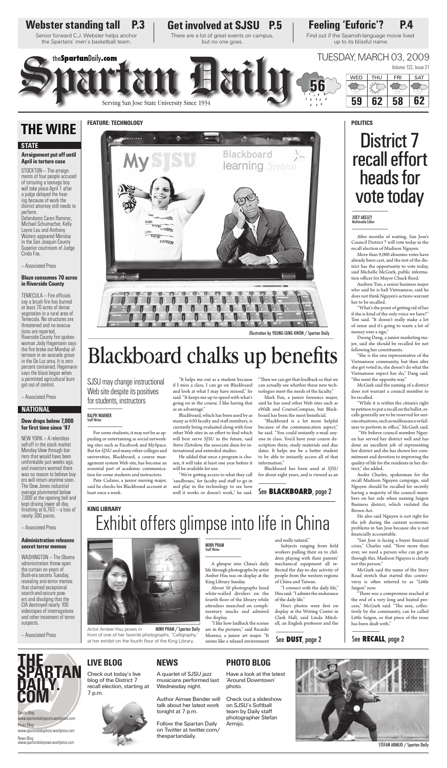# Webster standing tall P.3

Senior forward C.J. Webster helps anchor the Spartans' men's basketball team.

# Get involved at SJSU P.5

There are a lot of great events on campus, but no one goes.

# Feeling 'Euforic'? P.4

Find out if the Spanish-language movie lived up to its blissful name.

theSpartanDaily.com

# Spartan Daily

Serving San Jose State University Since 1934

TUESDAY, MARCH 03, 2009

Volume 132, Issue 21

56

| WED | THU | FRI | SAT |
|---|---|---|---|
| 59 | 62 | 58 | 62 |

# THE WIRE

## STATE

### Arraignment put off until April in torture case

STOCKTON – The arraignments of four people accused of torturing a teenage boy will take place April 1 after a judge delayed the hearing because of work the district attorney still needs to perform.

Defendants Caren Ramirez, Michael Schumacher, Kelly Layne Lau and Anthony Waiters appeared Monday in the San Joaquin County Superior courtroom of Judge Cinda Fox.

– Associated Press

### Blaze consumes 70 acres in Riverside County

TEMECULA – Fire officials say a brush fire has burned at least 70 acres of dense vegetation in a rural area of Temecula. No structures are threatened and no evacuations are reported.

Riverside County fire spokeswoman Jody Hagemann says the fire broke out Monday afternoon in an avocado grove in the De Luz area. It is zero percent contained. Hagemann says the blaze began when a permitted agricultural burn got out of control.

– Associated Press

## NATIONAL

### Dow drops below 7,000 for first time since '97

NEW YORK – A relentless sell-off in the stock market Monday blew through barriers that would have been unthinkable just weeks ago, and investors warned there was no reason to believe buyers will return anytime soon. The Dow Jones industrial average plummeted below 7,000 at the opening bell and kept driving lower all day, finishing at 6,763 – a loss of nearly 300 points.

– Associated Press

### Administration releases secret terror memos

WASHINGTON – The Obama administration threw open the curtain on years of Bush-era secrets Tuesday, revealing anti-terror memos that claimed exceptional search-and-seizure powers and divulging that the CIA destroyed nearly 100 videotapes of interrogations and other treatment of terror suspects.

– Associated Press

FEATURE: TECHNOLOGY

Illustration by YOUNG-SUNG KWON / Spartan Daily

# Blackboard chalks up benefits

## SJSU may change instructional Web site despite its positives for students, instructors

RALPH WARNER
Staff Writer

For some students, it may not be as appealing or entertaining as social networking sites such as Facebook and MySpace. But for SJSU and many other colleges and universities, Blackboard, a course management system Web site, has become an essential part of academic communication for some students and instructors.

Pete Cadano, a junior nursing major, said he checks his Blackboard account at least once a week.

"It helps me out as a student because if I miss a class, I can go on Blackboard and look at what I may have missed," he said. "It keeps me up to speed with what's going on in the course. I like having that as an advantage."

Blackboard, which has been used by as many as 650 faculty and staff members, is currently being evaluated along with four other Web sites in an effort to find which will best serve SJSU in the future, said Steve Zlotolow, the associate dean for international and extended studies.

He added that once a program is chosen, it will take at least one year before it will be available for use.

"We're getting access to what they call 'sandboxes,' for faculty and staff to go in and play in the technology to see how well it works or doesn't work," he said. "Then we can get that feedback so that we can actually see whether these new technologies meet the needs of the faculty."

Mark Fox, a junior forensics major, said he has used other Web sites such as eWalk and CourseCompass, but Blackboard has been the most beneficial.

"Blackboard is a lot more helpful because of the communication aspect," he said. "You could instantly e-mail anyone in class. You'd have your course description there, study materials and due dates. It helps me be a better student to be able to instantly access all of that information."

Blackboard has been used at SJSU for about eight years, and is viewed as an

See **BLACKBOARD**, page 2

POLITICS

# District 7 recall effort heads for vote today

JOEY AKELEY
Multimedia Editor

After months of waiting, San Jose's Council District 7 will vote today in the recall election of Madison Nguyen.

More than 9,000 absentee votes have already been cast, and the rest of the district has the opportunity to vote today, said Michelle McGurk, public information officer for Mayor Chuck Reed.

Andrew Ton, a senior business major who said he is half Vietnamese, said he does not think Nguyen's actions warrant her to be recalled.

"What's the point of getting rid of her if she is kind of the only voice we have?" Ton said. "It doesn't really make a lot of sense and it's going to waste a lot of money over a sign."

Duong Dang, a junior marketing major, said she should be recalled for not following her constituents.

"She is the one representative of the Vietnamese community, but then after she got voted in, she doesn't do what the Vietnamese expect her do," Dang said. "She went the opposite way."

McGurk said the naming of a district does not warrant a council member to be recalled.

"While it is within the citizen's right to petition to put a recall on the ballot, recalls generally are to be reserved for serious situations, such as malfeasance or failures to perform in office," McGurk said.

"We believe council member Nguyen has served her district well and has done an excellent job of representing her district and she has shown her commitment and devotion to improving the quality of life for the residents in her district," she added.

Andre Charles, spokesman for the recall Madison Nguyen campaign, said Nguyen should be recalled for secretly having a majority of the council members on her side when naming Saigon Business district, which violated the Brown Act.

He also said Nguyen is not right for the job during the current economic problems in San Jose because she is not financially accountable.

"San Jose is facing a buyer financial crisis," Charles said. "Now more than ever, we need a person who can get us through this. Madison Nguyen is clearly not this person."

McGurk said the name of the Story Road stretch that started this controversy is often referred to as "Little Saigon" now.

"There was a compromise reached at the end of a very long and heated process," McGurk said. "The area, collectively by the community, can be called Little Saigon, so that piece of the issue has been dealt with."

See **RECALL**, page 2

KING LIBRARY

# Exhibit offers glimpse into life in China

Artist Amber Hsu poses in front of one of her favorite photographs, "Calligraphy," at her exhibit on the fourth floor of the King Library.

MINH PHAM / Spartan Daily

MINH PHAM
Staff Writer

A glimpse into China's daily life through photographs by artist Amber Hsu was on display at the King Library Sunday.

About 30 photographs lined white-walled dividers on the fourth floor of the library while attendees munched on complimentary snacks and admired the display.

"I like how laidback the scenes are in the pictures," said Ricardo Moreno, a junior art major. "It seems like a relaxed environment and really natural."

Subjects ranging from field workers pulling their ox to children playing with their parents' mechanical equipment all reflected the day-to-day activity of people from the western regions of China and Taiwan.

"I connect with the daily life," Hsu said. "I admire the endurance of the daily life."

Hsu's photos were first on display at the Writing Center in Clark Hall, said Linda Mitchell, an English professor and the

See **DUST**, page 2

THE SPARTAN DAILY.COM

Sports Blog:
www.spartandailysports.wordpress.com

Photo Blog:
www.spartandailyphoto.wordpress.com

News Blog:
www.spartandailynews.wordpress.com

## LIVE BLOG

Check out today's live blog of the District 7 recall election, starting at 7 p.m.

## NEWS

A quartet of SJSU jazz musicians performed last Wednesday night.

Author Aimee Bender will talk about her latest work tonight at 7 p.m.

Follow the Spartan Daily on Twitter at twitter.com/thespartandaily.

## PHOTO BLOG

Have a look at the latest 'Around Downtown' photo.

Check out a slideshow on SJSU's Softball team by Daily staff photographer Stefan Armijo.

STEFAN ARMIJO / Spartan Daily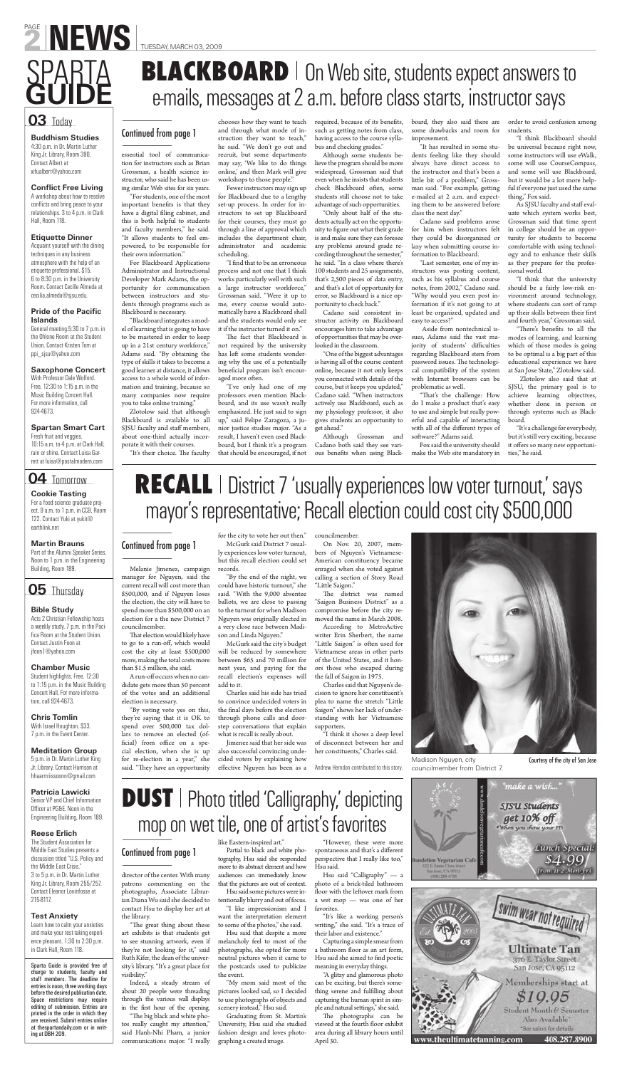# SPARTA GUIDE

## 03 Today

**Buddhism Studies**
4:30 p.m. in Dr. Martin Luther King Jr. Library, Room 390. Contact Albert at xifualbert@yahoo.com

**Conflict Free Living**
A workshop about how to resolve conflicts and bring peace to your relationships. 3 to 4 p.m. in Clark Hall, Room 118.

**Etiquette Dinner**
Acquaint yourself with the dining techniques in any business atmosphere with the help of an etiquette professional. $15. 6 to 8:30 p.m. in the University Room. Contact Cecilia Almeda at cecilia.almeda@sjsu.edu.

**Pride of the Pacific Islands**
General meeting.5:30 to 7 p.m. in the Ohlone Room at the Student Union. Contact Kristen Tom at ppi_sjsu@yahoo.com

**Saxophone Concert**
With Professor Dale Wolford. Free. 12:30 to 1:15 p.m. in the Music Building Concert Hall. For more information, call 924-4673.

**Spartan Smart Cart**
Fresh fruit and veggies. 10:15 a.m. to 4 p.m. at Clark Hall, rain or shine. Contact Luisa Garrett at luisa@postalmodern.com

## 04 Tomorrow

**Cookie Tasting**
For a food science graduate project. 9 a.m. to 1 p.m. in CCB, Room 122. Contact Yuki at yukit@earthlink.net

**Martin Brauns**
Part of the Alumni Speaker Series. Noon to 1 p.m. in the Engineering Building, Room 189.

## 05 Thursday

**Bible Study**
Acts 2 Christian Fellowship hosts a weekly study. 7 p.m. in the Pacifica Room at the Student Union. Contact Justin Foon at jfoon1@yahoo.com

**Chamber Music**
Student highlights. Free. 12:30 to 1:15 p.m. in the Music Building Concert Hall. For more information, call 924-4673.

**Chris Tomlin**
With Israel Houghton. $33. 7 p.m. in the Event Center.

**Meditation Group**
5 p.m. in Dr. Martin Luther King Jr. Library. Contact Harrison at hhaarrriissoonn@gmail.com

**Patricia Lawicki**
Senior VP and Chief Information Officer at PG&E. Noon in the Engineering Building, Room 189.

**Reese Erlich**
The Student Association for Middle East Studies presents a discussion titled "U.S. Policy and the Middle East Crisis." 3 to 5 p.m. in Dr. Martin Luther King Jr. Library, Room 255/257. Contact Eleanor Lovinfosse at 215-8117.

**Test Anxiety**
Learn how to calm your anxieties and make your test-taking experience pleasant. 1:30 to 2:30 p.m. in Clark Hall, Room 118.

Sparta Guide is provided free of charge to students, faculty and staff members. The deadline for entries is noon, three working days before the desired publication date. Space restrictions may require editing of submission. Entries are printed in the order in which they are received. Submit entries online at thespartandaily.com or in writing at DBH 209.

# BLACKBOARD | On Web site, students expect answers to e-mails, messages at 2 a.m. before class starts, instructor says

Continued from page 1

essential tool of communication for instructors such as Brian Grossman, a health science instructor, who said he has been using similar Web sites for six years.

"For students, one of the most important benefits is that they have a digital filing cabinet, and this is both helpful to students and faculty members," he said. "It allows students to feel empowered, to be responsible for their own information."

For Blackboard Applications Administrator and Instructional Developer Mark Adams, the opportunity for communication between instructors and students through programs such as Blackboard is necessary.

"Blackboard integrates a model of learning that is going to have to be mastered in order to keep up in a 21st century workforce," Adams said. "By obtaining the type of skills it takes to become a good learner at distance, it allows access to a whole world of information and training, because so many companies now require you to take online training."

Zlotolow said that although Blackboard is available to all SJSU faculty and staff members, about one-third actually incorporate it with their courses.

"It's their choice. The faculty chooses how they want to teach and through what mode of instruction they want to teach," he said. "We don't go out and recruit, but some departments may say, 'We like to do things online,' and then Mark will give workshops to those people."

Fewer instructors may sign up for Blackboard due to a lengthy set-up process. In order for instructors to set up Blackboard for their courses, they must go through a line of approval which includes the department chair, administrator and academic scheduling.

"I find that to be an erroneous process and not one that I think works particularly well with such a large instructor workforce," Grossman said. "Were it up to me, every course would automatically have a Blackboard shell and the students would only see it if the instructor turned it on."

The fact that Blackboard is not required by the university has left some students wondering why the use of a potentially beneficial program isn't encouraged more often.

"I've only had one of my professors even mention Blackboard, and its use wasn't really emphasized. He just said to sign up," said Felipe Zaragoza, a junior justice studies major. "As a result, I haven't even used Blackboard, but I think it's a program that should be encouraged, if not required, because of its benefits, such as getting notes from class, having access to the course syllabus and checking grades."

Although some students believe the program should be more widespread, Grossman said that even when he insists that students check Blackboard often, some students still choose not to take advantage of such opportunities.

"Only about half of the students actually act on the opportunity to figure out what their grade is and make sure they can foresee any problems around grade recording throughout the semester," he said. "In a class where there's 100 students and 25 assignments, that's 2,500 pieces of data entry, and that's a lot of opportunity for error, so Blackboard is a nice opportunity to check back."

Cadano said consistent instructor activity on Blackboard encourages him to take advantage of opportunities that may be overlooked in the classroom.

"One of the biggest advantages is having all of the course content online, because it not only keeps you connected with details of the course, but it keeps you updated," Cadano said. "When instructors actively use Blackboard, such as my physiology professor, it also gives students an opportunity to get ahead."

Although Grossman and Cadano both said they see various benefits when using Blackboard, they also said there are some drawbacks and room for improvement.

"It has resulted in some students feeling like they should always have direct access to the instructor and that's been a little bit of a problem," Grossman said. "For example, getting e-mailed at 2 a.m. and expecting them to be answered before class the next day."

Cadano said problems arose for him when instructors felt they could be disorganized or lazy when submitting course information to Blackboard.

"Last semester, one of my instructors was posting content, such as his syllabus and course notes, from 2002," Cadano said. "Why would you even post information if it's not going to at least be organized, updated and easy to access?"

Aside from nontechnical issues, Adams said the vast majority of students' difficulties regarding Blackboard stem from password issues. The technological compatibility of the system with Internet browsers can be problematic as well.

"That's the challenge: How do I make a product that's easy to use and simple but really powerful and capable of interacting with all of the different types of software?" Adams said.

Fox said the university should make the Web site mandatory in order to avoid confusion among students.

"I think Blackboard should be universal because right now, some instructors will use eWalk, some will use CourseCompass, and some will use Blackboard, but it would be a lot more helpful if everyone just used the same thing," Fox said.

As SJSU faculty and staff evaluate which system works best, Grossman said that time spent in college should be an opportunity for students to become comfortable with using technology and to enhance their skills as they prepare for the professional world.

"I think that the university should be a fairly low-risk environment around technology, where students can sort of ramp up their skills between their first and fourth year," Grossman said.

"There's benefits to all the modes of learning, and learning which of those modes is going to be optimal is a big part of this educational experience we have at San Jose State," Zlotolow said.

Zlotolow also said that at SJSU, the primary goal is to achieve learning objectives, whether done in person or through systems such as Blackboard.

"It's a challenge for everybody, but it's still very exciting, because it offers so many new opportunities," he said.

# RECALL | District 7 'usually experiences low voter turnout,' says mayor's representative; Recall election could cost city $500,000

Continued from page 1

Melanie Jimenez, campaign manager for Nguyen, said the current recall will cost more than $500,000, and if Nguyen loses the election, the city will have to spend more than $500,000 on an election for a new District 7 councilmember.

That election would likely have to go to a run-off, which would cost the city at least $500,000 more, making the total costs more than $1.5 million, she said.

A run-off occurs when no candidate gets more than 50 percent of the votes and an additional election is necessary.

"By voting yete yes on this, they're saying that it is OK to spend over 500,000 tax dollars to remove an elected (official) from office on a special election, when she is up for re-election in a year," she said. "They have an opportunity for the city to vote her out then."

McGurk said District 7 usually experiences low voter turnout, but this recall election could set records.

"By the end of the night, we could have historic turnout," she said. "With the 9,000 absentee ballots, we are close to passing to the turnout for when Madison Nguyen was originally elected in a very close race between Madison and Linda Nguyen."

McGurk said the city's budget will be reduced by somewhere between $65 and 70 million for next year, and paying for the recall election's expenses will add to it.

Charles said his side has tried to convince undecided voters in the final days before the election through phone calls and door-step conversations that explain what is recall is really about.

Jimenez said that her side was also successful convincing undecided voters by explaining how effective Nguyen has been as a councilmember.

On Nov. 20, 2007, members of Nguyen's Vietnamese-American constituency became enraged when she voted against calling a section of Story Road "Little Saigon."

The district was named "Saigon Business District" as a compromise before the city removed the name in March 2008.

According to MetroActive writer Erin Sherbert, the name "Little Saigon" is often used for Vietnamese areas in other parts of the United States, and it honors those who escaped during the fall of Saigon in 1975.

Charles said that Nguyen's decision to ignore her constituent's plea to name the stretch "Little Saigon" shows her lack of understanding with her Vietnamese supporters.

"I think it shows a deep level of disconnect between her and her constituents," Charles said.

Andrew Herndon contributed to this story.

Madison Nguyen, city councilmember from District 7. Courtesy of the city of San Jose

# DUST | Photo titled 'Calligraphy,' depicting mop on wet tile, one of artist's favorites

Continued from page 1

director of the center. With many patrons commenting on the photographs, Associate Librarian Diana Wu said she decided to contact Hsu to display her art at the library.

"The great thing about these art exhibits is that students get to see stunning artwork, even if they're not looking for it," said Ruth Kifer, the dean of the university's library. "It's a great place for visibility."

Indeed, a steady stream of about 20 people were threading through the various wall displays in the first hour of the opening.

"The big black and white photos really caught my attention," said Hanh-Nhi Pham, a junior communications major. "I really like Eastern-inspired art."

Partial to black and white photography, Hsu said she responded more to its abstract element and how audiences can immediately know that the pictures are out of context.

Hsu said some pictures were intentionally blurry and out of focus.

"I like impressionism and I want the interpretation element to some of the photos," she said.

Hsu said that despite a more melancholy feel to most of the photographs, she opted for more neutral pictures when it came to the postcards used to publicize the event.

"My mom said most of the pictures looked sad, so I decided to use photographs of objects and scenery instead," Hsu said.

Graduating from St. Martin's University, Hsu said she studied fashion design and loves photographing a created image.

"However, these were more spontaneous and that's a different perspective that I really like too," Hsu said.

Hsu said "Calligraphy" — a photo of a brick-tiled bathroom floor with the leftover mark from a wet mop — was one of her favorites.

"It's like a working person's writing," she said. "It's a trace of their labor and existence."

Capturing a simple smear from a bathroom floor as an art form, Hsu said she aimed to find poetic meaning in everyday things.

"A glitzy and glamorous photo can be exciting, but there's something serene and fulfilling about capturing the human spirit in simple and natural settings," she said.

The photographs can be viewed at the fourth floor exhibit area during all library hours until April 30.

Dandelion Vegetarian Cafe — www.dandelionvegetariancafe.com — 122 E. Santa Clara Street, San Jose, CA 95113 — (408) 288-6788 — "make a wish..." SJSU Students get 10% off — When you show your ID — Lunch Special: $4.99! from 11-2 Mon-Fri

Ultimate Tan — swim wear not required — 376 E. Taylor Street, San Jose, CA 95112 — Memberships start at $19.95 — Student Month & Semester Also Available — *See salon for details — www.theultimatetanning.com — 408.287.8900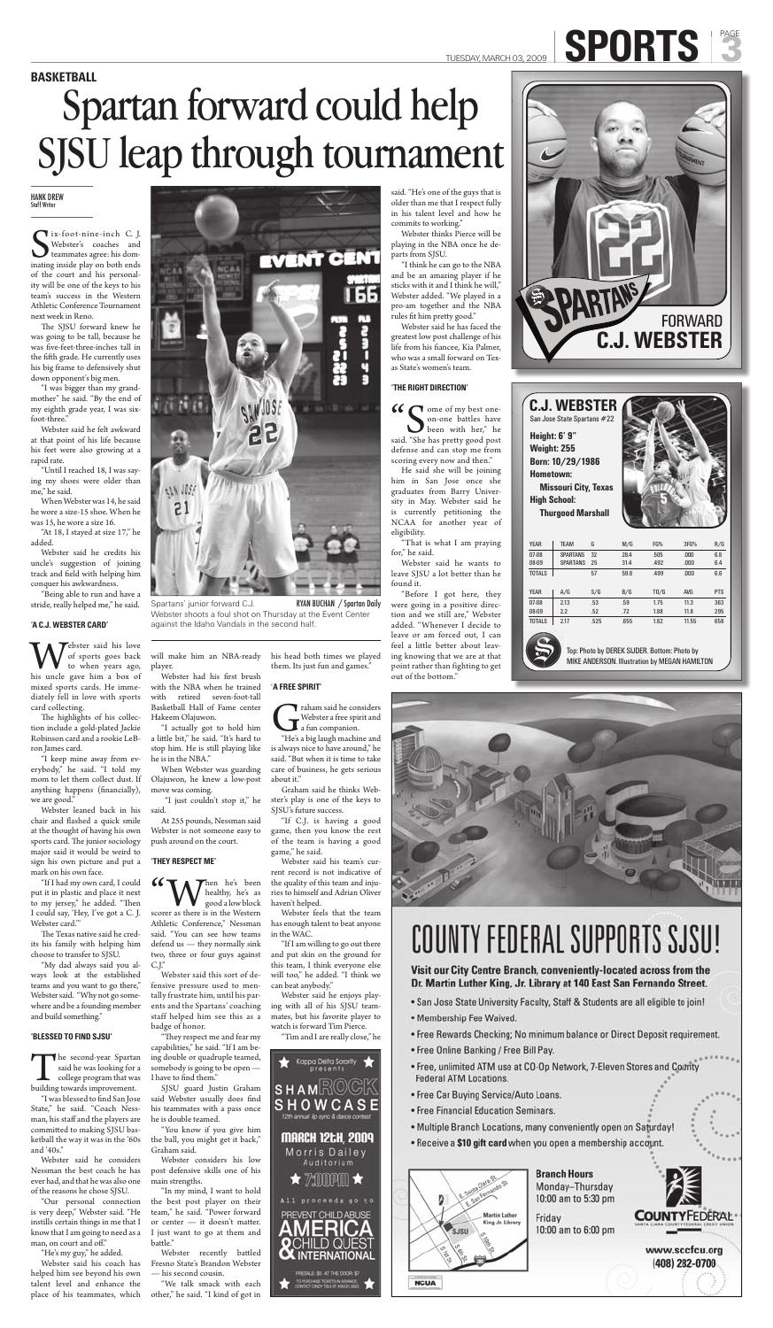BASKETBALL

# Spartan forward could help SJSU leap through tournament

**HANK DREW**
Staff Writer

Six-foot-nine-inch C. J. Webster's coaches and teammates agree: his dominating inside play on both ends of the court and his personality will be one of the keys to his team's success in the Western Athletic Conference Tournament next week in Reno.

The SJSU forward knew he was going to be tall, because he was five-feet-three-inches tall in the fifth grade. He currently uses his big frame to defensively shut down opponent's big men.

"I was bigger than my grandmother" he said. "By the end of my eighth grade year, I was six-foot-three."

Webster said he felt awkward at that point of his life because his feet were also growing at a rapid rate.

"Until I reached 18, I was saying my shoes were older than me," he said.

When Webster was 14, he said he wore a size-15 shoe. When he was 15, he wore a size 16.

"At 18, I stayed at size 17," he added.

Webster said he credits his uncle's suggestion of joining track and field with helping him conquer his awkwardness.

"Being able to run and have a stride, really helped me," he said.

### 'A C.J. WEBSTER CARD'

Webster said his love of sports goes back to when years ago, his uncle gave him a box of mixed sports cards. He immediately fell in love with sports card collecting.

The highlights of his collection include a gold-plated Jackie Robinson card and a rookie LeBron James card.

"I keep mine away from everybody," he said. "I told my mom to let them collect dust. If anything happens (financially), we are good."

Webster leaned back in his chair and flashed a quick smile at the thought of having his own sports card. The junior sociology major said it would be weird to sign his own picture and put a mark on his own face.

"If I had my own card, I could put it in plastic and place it next to my jersey," he added. "Then I could say, 'Hey, I've got a C. J. Webster card.'"

The Texas native said he credits his family with helping him choose to transfer to SJSU.

"My dad always said you always look at the established teams and you want to go there," Webster said. "Why not go somewhere and be a founding member and build something."

### 'BLESSED TO FIND SJSU'

The second-year Spartan said he was looking for a college program that was building towards improvement.

"I was blessed to find San Jose State," he said. "Coach Nessman, his staff and the players are committed to making SJSU basketball the way it was in the '60s and '40s."

Webster said he considers Nessman the best coach he has ever had, and that he was also one of the reasons he chose SJSU.

"Our personal connection is very deep," Webster said. "He instills certain things in me that I know that I am going to need as a man, on court and off."

"He's my guy," he added.

Webster said his coach has helped him see beyond his own talent level and enhance the place of his teammates, which will make him an NBA-ready player.

Webster had his first brush with the NBA when he trained with retired seven-foot-tall Basketball Hall of Fame center Hakeem Olajuwon.

"I actually got to hold him a little bit," he said. "It's hard to stop him. He is still playing like he is in the NBA."

When Webster was guarding Olajuwon, he knew a low-post move was coming.

"I just couldn't stop it," he said.

At 255 pounds, Nessman said Webster is not someone easy to push around on the court.

### 'THEY RESPECT ME'

"When he's been healthy, he's as good a low block scorer as there is in the Western Athletic Conference," Nessman said. "You can see how teams defend us — they normally sink two, three or four guys against C.J."

Webster said this sort of defensive pressure used to mentally frustrate him, until his parents and the Spartans' coaching staff helped him see this as a badge of honor.

"They respect me and fear my capabilities," he said. "If I am being double or quadruple teamed, somebody is going to be open — I have to find them."

SJSU guard Justin Graham said Webster usually does find his teammates with a pass once he is double teamed.

"You know if you give him the ball, you might get it back," Graham said.

Webster considers his low post defensive skills one of his main strengths.

"In my mind, I want to hold the best post player on their team," he said. "Power forward or center — it doesn't matter. I just want to go at them and battle."

Webster recently battled Fresno State's Brandon Webster — his second cousin.

"We talk smack with each other," he said. "I kind of got in his head both times we played them. Its just fun and games."

### 'A FREE SPIRIT'

Graham said he considers Webster a free spirit and a fun companion.

"He's a big laugh machine and is always nice to have around," he said. "But when it is time to take care of business, he gets serious about it."

Graham said he thinks Webster's play is one of the keys to SJSU's future success.

"If C.J. is having a good game, then you know the rest of the team is having a good game," he said.

Webster said his team's current record is not indicative of the quality of this team and injuries to himself and Adrian Oliver haven't helped.

Webster feels that the team has enough talent to beat anyone in the WAC.

"If I am willing to go out there and put skin on the ground for this team, I think everyone else will too," he added. "I think we can beat anybody."

Webster said he enjoys playing with all of his SJSU teammates, but his favorite player to watch is forward Tim Pierce.

"Tim and I are really close," he said. "He's one of the guys that is older than me that I respect fully in his talent level and how he commits to working."

Webster thinks Pierce will be playing in the NBA once he departs from SJSU.

"I think he can go to the NBA and be an amazing player if he sticks with it and I think he will," Webster added. "We played in a pro-am together and the NBA rules fit him pretty good."

Webster said he has faced the greatest low post challenge of his life from his fiancée, Kia Palmer, who was a small forward on Texas State's women's team.

### 'THE RIGHT DIRECTION'

"Some of my best one-on-one battles have been with her," he said. "She has pretty good post defense and can stop me from scoring every now and then."

He said she will be joining him in San Jose once she graduates from Barry University in May. Webster said he is currently petitioning the NCAA for another year of eligibility.

"That is what I am praying for," he said.

Webster said he wants to leave SJSU a lot better than he found it.

"Before I got here, they were going in a positive direction and we still are," Webster added. "Whenever I decide to leave or am forced out, I can feel a little better about leaving knowing that we are at that point rather than fighting to get out of the bottom."

Spartans' junior forward C.J. Webster shoots a foul shot on Thursday at the Event Center against the Idaho Vandals in the second half. RYAN BUCHAN / Spartan Daily

FORWARD C.J. WEBSTER

**C.J. WEBSTER**
San Jose State Spartans #22

**Height:** 6' 9"
**Weight:** 255
**Born:** 10/29/1986
**Hometown:** Missouri City, Texas
**High School:** Thurgood Marshall

| YEAR | TEAM | G | M/G | FG% | 3FG% | R/G |
|---|---|---|---|---|---|---|
| 07-08 | SPARTANS | 32 | 28.4 | .505 | .000 | 6.8 |
| 08-09 | SPARTANS | 25 | 31.4 | .492 | .000 | 6.4 |
| TOTALS | | 57 | 59.8 | .499 | .000 | 6.6 |

| YEAR | A/G | S/G | B/G | TO/G | AVG | PTS |
|---|---|---|---|---|---|---|
| 07-08 | 2.13 | .53 | .59 | 1.75 | 11.3 | 363 |
| 08-09 | 2.2 | .52 | .72 | 1.88 | 11.8 | 295 |
| TOTALS | 2.17 | .525 | .655 | 1.82 | 11.55 | 658 |

Top: Photo by DEREK SIJDER. Bottom: Photo by MIKE ANDERSON. Illustration by MEGAN HAMILTON

Kappa Delta Sorority presents SHAMROCK SHOWCASE 12th annual lip sync & dance contest
MARCH 12th, 2009
Morris Dailey Auditorium
7:00PM
All proceeds go to PREVENT CHILD ABUSE AMERICA & CHILD QUEST INTERNATIONAL
PRESALE: $5 AT THE DOOR: $7

# COUNTY FEDERAL SUPPORTS SJSU!

**Visit our City Centre Branch, conveniently-located across from the Dr. Martin Luther King, Jr. Library at 140 East San Fernando Street.**

- San Jose State University Faculty, Staff & Students are all eligible to join!
- Membership Fee Waived.
- Free Rewards Checking; No minimum balance or Direct Deposit requirement.
- Free Online Banking / Free Bill Pay.
- Free, unlimited ATM use at CO-Op Network, 7-Eleven Stores and County Federal ATM Locations.
- Free Car Buying Service/Auto Loans.
- Free Financial Education Seminars.
- Multiple Branch Locations, many conveniently open on Saturday!
- Receive a **$10 gift card** when you open a membership account.

**Branch Hours**
Monday–Thursday 10:00 am to 5:30 pm
Friday 10:00 am to 6:00 pm

COUNTY FEDERAL — SANTA CLARA COUNTY FEDERAL CREDIT UNION
www.sccfcu.org
(408) 282-0700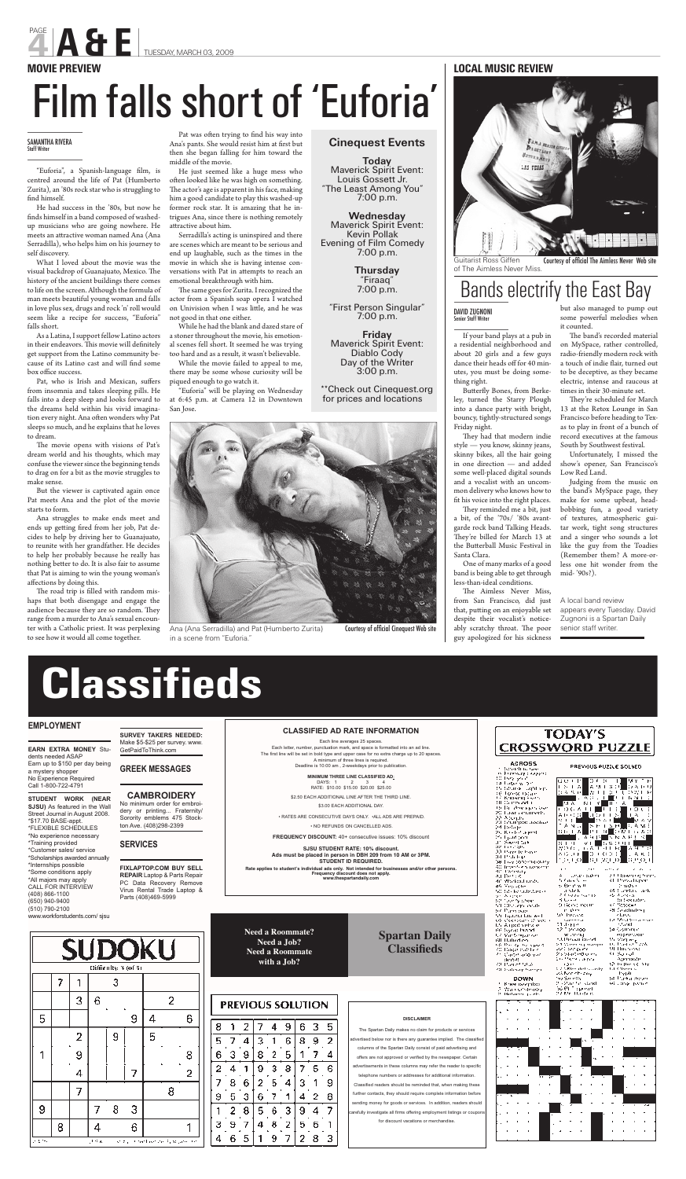# A & E

TUESDAY, MARCH 03, 2009

## MOVIE PREVIEW

# Film falls short of 'Euforia'

SAMANTHA RIVERA
Staff Writer

"Euforia", a Spanish-language film, is centred around the life of Pat (Humberto Zurita), an '80s rock star who is struggling to find himself.

He had success in the '80s, but now he finds himself in a band composed of washed-up musicians who are going nowhere. He meets an attractive woman named Ana (Ana Serradilla), who helps him on his journey to self discovery.

What I loved about the movie was the visual backdrop of Guanajuato, Mexico. The history of the ancient buildings there comes to life on the screen. Although the formula of man meets beautiful young woman and falls in love plus sex, drugs and rock 'n' roll would seem like a recipe for success, "Euforia" falls short.

As a Latina, I support fellow Latino actors in their endeavors. This movie will definitely get support from the Latino community because of its Latino cast and will find some box office success.

Pat, who is Irish and Mexican, suffers from insomnia and takes sleeping pills. He falls into a deep sleep and looks forward to the dreams held within his vivid imagination every night. Ana often wonders why Pat sleeps so much, and he explains that he loves to dream.

The movie opens with visions of Pat's dream world and his thoughts, which may confuse the viewer since the beginning tends to drag on for a bit as the movie struggles to make sense.

But the viewer is captivated again once Pat meets Ana and the plot of the movie starts to form.

Ana struggles to make ends meet and ends up getting fired from her job. Pat decides to help by driving her to Guanajuato, to reunite with her grandfather. He decides to help her probably because he really has nothing better to do. It is also fair to assume that Pat is aiming to win the young woman's affections by doing this.

The road trip is filled with random mishaps that both disengage and engage the audience because they are so random. They range from a murder to Ana's sexual encounter with a Catholic priest. It was perplexing to see how it would all come together.

Pat was often trying to find his way into Ana's pants. She would resist him at first but then she began falling for him toward the middle of the movie.

He just seemed like a huge mess who often looked like he was high on something. The actor's age is apparent in his face, making him a good candidate to play this washed-up former rock star. It is amazing that he intrigues Ana, since there is nothing remotely attractive about him.

Serradilla's acting is uninspired and there are scenes which are meant to be serious and end up laughable, such as the times in the movie in which she is having intense conversations with Pat in attempts to reach an emotional breakthrough with him.

The same goes for Zurita. I recognized the actor from a Spanish soap opera I watched on Univision when I was little, and he was not good in that one either.

While he had the blank and dazed stare of a stoner throughout the movie, his emotional scenes fell short. It seemed he was trying too hard and as a result, it wasn't believable.

While the movie failed to appeal to me, there may be some whose curiosity will be piqued enough to go watch it.

"Euforia" will be playing on Wednesday at 6:45 p.m. at Camera 12 in Downtown San Jose.

### Cinequest Events

**Today**
Maverick Spirit Event:
Louis Gossett Jr.
"The Least Among You"
7:00 p.m.

**Wednesday**
Maverick Spirit Event:
Kevin Pollak
Evening of Film Comedy
7:00 p.m.

**Thursday**
"Firaaq"
7:00 p.m.

"First Person Singular"
7:00 p.m.

**Friday**
Maverick Spirit Event:
Diablo Cody
Day of the Writer
3:00 p.m.

**Check out Cinequest.org for prices and locations

Ana (Ana Serradilla) and Pat (Humberto Zurita) in a scene from "Euforia." Courtesy of official Cinequest Web site

## LOCAL MUSIC REVIEW

Guitarist Ross Giffen of The Aimless Never Miss. Courtesy of official The Aimless Never Web site

# Bands electrify the East Bay

DAVID ZUGNONI
Senior Staff Writer

If your band plays at a pub in a residential neighborhood and about 20 girls and a few guys dance their heads off for 40 minutes, you must be doing something right.

Butterfly Bones, from Berkeley, turned the Starry Plough into a dance party with bright, bouncy, tightly-structured songs Friday night.

They had that modern indie style — you know, skinny jeans, skinny bikes, all the hair going in one direction — and added some well-placed digital sounds and a vocalist with an uncommon delivery who knows how to fit his voice into the right places.

They reminded me a bit, just a bit, of the '70s/ '80s avant-garde rock band Talking Heads. They're billed for March 13 at the Butterball Music Festival in Santa Clara.

One of many marks of a good band is being able to get through less-than-ideal conditions.

The Aimless Never Miss, from San Francisco, did just that, putting on an enjoyable set despite their vocalist's noticeably scratchy throat. The poor guy apologized for his sickness but also managed to pump out some powerful melodies when it counted.

The band's recorded material on MySpace, rather controlled, radio-friendly modern rock with a touch of indie flair, turned out to be deceptive, as they became electric, intense and raucous at times in their 30-minute set.

They're scheduled for March 13 at the Retox Lounge in San Francisco before heading to Texas to play in front of a bunch of record executives at the famous South by Southwest festival.

Unfortunately, I missed the show's opener, San Francisco's Low Red Land.

Judging from the music on the band's MySpace page, they make for some upbeat, head-bobbing fun, a good variety of textures, atmospheric guitar work, tight song structures and a singer who sounds a lot like the guy from the Toadies (Remember them? A more-or-less one hit wonder from the mid- '90s?).

A local band review appears every Tuesday. David Zugnoni is a Spartan Daily senior staff writer.

# Classifieds

### EMPLOYMENT

**EARN EXTRA MONEY** Students needed ASAP
Earn up to $150 per day being a mystery shopper
No Experience Required
Call 1-800-722-4791

**STUDENT WORK (NEAR SJSU)** As featured in the Wall Street Journal in August 2008.
*$17.70 BASE-appt.
*FLEXIBLE SCHEDULES
*No experience necessary
*Training provided
*Customer sales/ service
*Scholarships awarded annually
*Internships possible
*Some conditions apply
*All majors may apply
CALL FOR INTERVIEW
(408) 866-1100
(650) 940-9400
(510) 790-2100
www.workforstudents.com/ sjsu

**SURVEY TAKERS NEEDED:** Make $5-$25 per survey. www.GetPaidToThink.com

### GREEK MESSAGES

**CAMBROIDERY**
No minimum order for embroidery or printing... Fraternity/ Sorority emblems 475 Stockton Ave. (408)298-2399

### SERVICES

**FIXLAPTOP.COM BUY SELL REPAIR** Laptop & Parts Repair PC Data Recovery Remove Virus Rental Trade Laptop & Parts (408)469-5999

### CLASSIFIED AD RATE INFORMATION

Each line averages 25 spaces.
Each letter, number, punctuation mark, and space is formatted into an ad line.
The first line will be set in bold type and upper case for no extra charge up to 20 spaces.
A minimum of three lines is required.
Deadline is 10:00 am , 2-weekdays prior to publication.

**MINIMUM THREE LINE CLASSIFIED AD:**

| DAYS: | 1 | 2 | 3 | 4 |
|---|---|---|---|---|
| RATE: | $10.00 | $15.00 | $20.00 | $25.00 |

$2.50 EACH ADDITIONAL LINE AFTER THE THIRD LINE.

$3.00 EACH ADDITIONAL DAY.

• RATES ARE CONSECUTIVE DAYS ONLY. •ALL ADS ARE PREPAID.

• NO REFUNDS ON CANCELLED ADS.

**FREQUENCY DISCOUNT:** 40+ consecutive issues: 10% discount

**SJSU STUDENT RATE: 10% discount.**
**Ads must be placed in person in DBH 209 from 10 AM or 3PM.**
**STUDENT ID REQUIRED.**
**Rate applies to student's individual ads only. Not intended for businesses and/or other persons. Frequency discount does not apply.**
**www.thespartandaily.com**

**Need a Roommate?**
**Need a Job?**
**Need a Roommate with a Job?**

**Spartan Daily Classifieds**

### DISCLAIMER

The Spartan Daily makes no claim for products or services advertised below nor is there any guarantee implied. The classified columns of the Spartan Daily consist of paid advertising and offers are not approved or verified by the newspaper. Certain advertisements in these columns may refer the reader to specific telephone numbers or addresses for additional information. Classified readers should be reminded that, when making these further contacts, they should require complete information before sending money for goods or services. In addition, readers should carefully investigate all firms offering employment listings or coupons for discount vacations or merchandise.

## SUDOKU

Difficulty: 3 (of 5)

| | | | | | | | | |
|---|---|---|---|---|---|---|---|---|
| | 7 | 1 | | 3 | | | | |
| | | 3 | 6 | | | | 2 | |
| 5 | | | | | 9 | 4 | | 6 |
| | | 2 | | 9 | | 5 | | |
| 1 | | 9 | | | | | | 8 |
| | | 4 | | | 7 | | | 2 |
| | | 7 | | | | | 8 | |
| 9 | | | 7 | 8 | 3 | | | |
| | 8 | | 4 | | 6 | | | 1 |

### PREVIOUS SOLUTION

| | | | | | | | | |
|---|---|---|---|---|---|---|---|---|
| 8 | 1 | 2 | 7 | 4 | 9 | 6 | 3 | 5 |
| 5 | 7 | 4 | 3 | 1 | 6 | 8 | 9 | 2 |
| 6 | 3 | 9 | 8 | 2 | 5 | 1 | 7 | 4 |
| 2 | 4 | 1 | 9 | 3 | 8 | 7 | 5 | 6 |
| 7 | 8 | 6 | 2 | 5 | 4 | 3 | 1 | 9 |
| 9 | 5 | 3 | 6 | 7 | 1 | 4 | 2 | 8 |
| 1 | 2 | 8 | 5 | 6 | 3 | 9 | 4 | 7 |
| 3 | 9 | 7 | 4 | 8 | 2 | 5 | 6 | 1 |
| 4 | 6 | 5 | 1 | 9 | 7 | 2 | 8 | 3 |

## TODAY'S CROSSWORD PUZZLE

ACROSS

DOWN

PREVIOUS PUZZLE SOLVED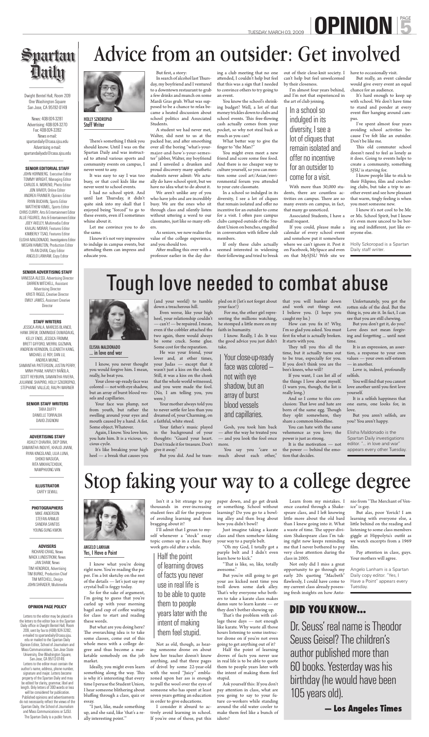# Advice from an outsider: Get involved

HOLLY SZKOROPAD
Staff Writer

There's something I think you should know. Until I was on the Spartan Daily and was instructed to attend various sports and community events on campus, I never went to any.

It was easy to say I was too busy, or that cool kids like me never went to school events.

I had no school spirit. And until last Thursday, it didn't quite sink into my skull that I enjoyed being "forced" to go to these events, even if I sometimes whine about it.

Let me convince you to do the same.

I know it's not very impressive to indulge in campus events, but attending them can impress and educate you.

But first, a story:

In search of alcohol last Thursday, my boyfriend and I ventured to a downtown restaurant to grab a few drinks and munch on some Mardi Gras grub. What was supposed to be a chance to relax became a heated discussion about school politics and Associated Students.

A student we had never met, Walter, slid next to us at the packed bar, and after smoothing over all the boring "what's-your-major-and-how's-your-semester" jabber, Walter, my boyfriend and I unveiled a drunken and proud discovery many apathetic students never admit: We actually do have school spirit, but we have no idea what to do about it.

We aren't unlike any of you who have jobs and are incredibly busy. We are the ones who sit through class and silently listen without uttering a word to our classmates, just like so many others.

As seniors, we now realize the value of the college experience, and you should too.

After mulling this over with a professor earlier in the day during a club meeting that no one attended, I couldn't help but feel that this was a sign that I needed to convince others to try going to an event.

You know the school's shrinking budget? Well, a lot of that money trickles down to clubs and school events. This free-flowing cash actually comes from your pocket, so why not steal back as much as you can?

What better way to give the finger to "the Man?"

You might even meet a new friend and score some free food. And there is no cheaper way to culture yourself, so you can mention some cool art/Asian/environmental forum you attended to your cute classmate.

In a school so indulged in its diversity, I see a lot of cliques that remain isolated and offer no incentive for an outsider to come for a visit. I often pass campus clubs camped outside of the Student Union on benches, engulfed in conversation with fellow club members.

If only these clubs actually seemed interested in widening their following and tried to break out of their close-knit society. I can't help but feel unwelcomed by their closeness.

I'm almost four years behind, and I'm not that experienced in the art of club joining.

> In a school so indulged in its diversity, I see a lot of cliques that remain isolated and offer no incentive for an outsider to come for a visit.

With more than 30,000 students, there are countless activities on campus. There are so many events on campus, in fact, that many go unnoticed.

Associated Students, I have a small request.

If you could, please make a calendar of every school event and somehow put it somewhere where we can't ignore it. Post it on Facebook, MySpace and even on that MySJSU Web site we have to occasionally visit.

But really, an event calendar would give every event an equal chance for an audience.

It's hard enough to keep up with school. We don't have time to stand and ponder at every event flier hanging around campus.

I've spent almost four years avoiding school activities because I've felt like an outsider. Don't be like me.

This old commuter school doesn't need to feel as lonely as it does. Going to events helps to create a community, something SJSU is starving for.

I know people like to stick to their Filipino, film and crocheting clubs, but take a trip to another event and see how pleasant that warm, tingly feeling is when you meet someone new.

I know it's not cool to be Mr. or Ms. School Spirit, but I know it's even more uncool to be boring and indifferent, just like everyone else.

*Holly Szkoropad is a Spartan Daily staff writer.*

# Tough love needed to combat abuse

ELISHA MALDONADO
... in love and war

I know, you never thought you would forgive him. I mean, really, he beat you.

Your close-up-ready face was colored — not with eye shadow, but an array of burst blood vessels and capillaries.

Your face was plump, not from youth, but rather the swelling around your eyes and mouth caused by a hand. A fist. Some object. Whatever.

Again, I know. You love him, you hate him. It is a vicious, vicious cycle.

It's like breaking your high heel — a break that causes you (and your world) to tumble down a treacherous hill.

Even worse, like your high heel, your relationship couldn't — can't! — be repaired. I mean, even if the cobbler attached the two again, there would always be some crack. Some glue. Some cost for the reparation.

He was your friend, your lover and, at other times, your Judas — except that it wasn't just a kiss on the cheek. Still, it was a kiss on the cheek that the whole world witnessed, and you were made the fool. (No, I am telling you, you were.)

Your mother always told you to never settle for less than you dreamed of, your Charming, on a faithful, white steed.

Your father's music played in the background of your thoughts: "Guard your heart. Don't trade it for treasure. Don't give it away."

But you did. And he trampled on it (let's not forget about your face!)

For me, the other girl representing the millions watching, he stomped a little more on my faith in humanity.

I know. Really, I do. It was the good advice you just didn't take.

> Your close-up-ready face was colored — not with eye shadow, but an array of burst blood vessels and capillaries.

Gosh, you took him back — after the way he treated you — and you look the fool once more.

You say you "care so much about each other," that you will hunker down and work out things out. I believe you. (I hope you caught my lie.)

How can you fix it? Why, I'm so glad you asked. You must first fix what is actually broken. It starts with you.

They tell you this all the time, but it actually turns out to be true, especially for you. If you don't think you are the bee's knees, who will?

If you want, I can list all of the things I love about myself. (I warn you, though, the list is really long.)

And so I come to this conclusion: That love and hate are born of the same egg. Though they split somewhere, they share a common bloodline.

You can hate with the same vehemence as you love; the power is just as strong.

It is the motivation — not the power — behind the emotion that decides.

Unfortunately, you got the rotten side of the deal. But the thing is, you ate it. In fact, I can see that you are still chewing.

But you don't get it, do you? Love does not mean forgiving and forgetting ... until next time.

It is an expression, an assertion, a response to your own values — your own self-esteem — in another.

Love is, indeed, profoundly selfish.

You will find that you cannot love another until you first love yourself.

It is a selfish happiness that one earns, one looks for, in love.

But you aren't selfish, are you? You aren't happy.

*Elisha Maldonado is the Spartan Daily investigations editor. "... in love and war" appears every other Tuesday.*

# Stop faking your way to a college degree

ANGELO LANHAM
Yes, I Have a Point

I know what you're doing right now. You're reading the paper. I'm a bit sketchy on the rest of the details — let's just say my crystal ball is foggy today.

So for the sake of argument, I'm going to guess that you're curled up with your morning bagel and cup of coffee waiting for class to start and reading these words.

But what are you doing here? The overarching idea is to take some classes, come out of this whole mess with a college degree and thus become a marketable somebody on the job market.

Ideally, you might even learn something along the way. This is why it's interesting that every time I peruse the Student Union, I hear someone blithering about bluffing through a class, quiz or essay.

"I just, like, made something up, and she said, like 'that's a really interesting point.'"

Isn't it a bit strange to pay thousands in ever-increasing student fees all for the purpose of avoiding learning and then bragging about it?

I'll admit that I groan to myself whenever a "stock" essay topic comes up in a class. Busy work gets old after a while.

> Half the point of learning droves of facts you never use in real life is to be able to quote them to people years later with the intent of making them feel stupid.

Not as old, though, as hearing someone drone on about how her teacher doesn't know anything, and that three pages of drivel by some 22-year-old with the word "Juicy" emblazoned upon her ass is enough to pull the wool over the eyes of someone who has spent at least seven years getting an education in order to give educations.

I consider it absurd to actively avoid learning in school. If you're one of those, put this paper down, and go get drunk or something. School without learning? Do you go to a bowling alley and then brag about how you didn't bowl?

Just imagine taking a karate class and then somehow faking your way to a purple belt.

"Oh my God, I totally got a purple belt and I didn't even learn how to kick."

"That is like, so, like, totally awesome."

But you're still going to get your ass kicked next time you troll down some dark alley. That's why everyone who bothers to take a karate class makes damn sure to learn karate — or they don't bother showing up.

That's the problem with college these days — not enough like karate. Why waste all those hours listening to some instructor drone on if you're not even going to get anything out of it?

Half the point of learning droves of facts you never use in real life is to be able to quote them to people years later with the intent of making them feel stupid.

Ask yourself this: If you don't pay attention in class, what are you going to say to your future co-workers while standing around the old water cooler to make them feel like a bunch of idiots?

Learn from my mistakes. I once coasted through a Shakespeare class, and I left knowing little more about the old bard than I knew going into it. What a waste of time. The upper-division Shakespeare class I'm taking right now keeps reminding me that I never bothered to pay very close attention during the class in 2005.

Not only did I miss a great opportunity to go through my early 20s quoting "Macbeth" flawlessly, I could have come to my current class already possessing fresh insights on how Antonio from "The Merchant of Venice" is gay.

But alas, poor Yorick! I am learning with everyone else, a little behind on the reading and listening to some class members giggle at Hippolyta's outfit as we watch excerpts from a 1969 film.

Pay attention in class, guys. Your mothers will agree.

*Angelo Lanham is a Spartan Daily copy editor. "Yes, I Have a Point" appears every Tuesday.*

## DID YOU KNOW...

Dr. Seuss' real name is Theodor Seuss Geisel? The children's author published more than 60 books. Yesterday was his birthday (he would have been 105 years old).

**— Los Angeles Times**

---

**Spartan Daily**

Dwight Bentel Hall, Room 209
One Washington Square
San Jose, CA 95192-0149

News: 408-924-3281
Advertising: 408-924-3270
Fax: 408-924-3282
News e-mail: spartandaily@casa.sjsu.edu
Advertising e-mail: spartandailyads@casa.sjsu.edu

**SENIOR EDITORIAL STAFF**

JOHN HORNBERG, Executive Editor
TOMMY WRIGHT, Managing Editor
CARLOS A. MORENO, Photo Editor
JON XAVIER, Online Editor
ANDREA FRAINIER, Opinion Editor
RYAN BUCHAN, Sports Editor
MATTHEW KIMEL, Sports Editor
CHRIS CURRY, Arts & Entertainment Editor
ALLIE FIGURES, Arts & Entertainment Editor
JOEY ACKLEY, Multimedia Editor
KAAJAL MORAR, Features Editor
KIMBERLY TSAO, Features Editor
ELISHA MALDONADO, Investigations Editor
MEGAN HAMILTON, Production Editor
YA-AN CHAN, Copy Editor
ANGELO LANHAM, Copy Editor

**SENIOR ADVERTISING STAFF**

VANESSA ALESSI, Advertising Director
DARREN MITCHELL, Assistant Advertising Director
KRISTI RIGGS, Creative Director
EMILY JAMES, Assistant Creative Director

**STAFF WRITERS**

JESSICA AYALA, MARCOS BLANCO, HANK DREW, DOMINIQUE DUMADAUG, KELLY ENOS, JESSICA FROMM, BRETT GIFFORD, MERRIL GUZMAN, ANDREW HERNDON, ELIZABETH KANG, MICHAEL LE ROY, DAN LU, ANDREA MUNIZ, SAMANTHA PATTERSON, JUSTIN PERRY, MINH PHAM, HARVEY RAÑOLA, SCOTT REYBURN, SAMANTHA RIVERA, JULIANNE SHAPIRO, HOLLY SZKOROPAD, STEPHANIE VALLEJO, RALPH WARNER

**SENIOR STAFF WRITERS**

TARA DUFFY
DANIELLE TORRALBA
DAVID ZUGNONI

**ADVERTISING STAFF**

ASHLEY CHAVIRA, DIEP DINH, SAMANTHA INOUYE, KHALID JIVANI, RYAN KINGSLAND, LILIA LUNA, SHOKO MASUDA, RITA MIKHALTCHOUK, NAMPHUONG VAN

**ILLUSTRATOR**

CARTY SEWILL

**PHOTOGRAPHERS**

MIKE ANDERSON
STEFAN ARMIJO
SANDRA SANTOS
YOUNG-SUNG KWON

**ADVISERS**

RICHARD CRAIG, News
MACK LUNDSTROM, News
JAN SHAW, News
TIM HENDRICK, Advertising
TIM BURKE, Production Chief
TIM MITCHELL, Design
JOHN SHRADER, Multimedia

**OPINION PAGE POLICY**

Letters to the editor may be placed in the letters to the editor box in the Spartan Daily office in Dwight Bentel Hall, Room 209, sent by fax to (408) 924-3282, e-mailed to spartandaily@casa.sjsu.edu or mailed to the Spartan Daily Opinion Editor, School of Journalism and Mass Communications, San Jose State University, One Washington Square, San Jose, CA 95112-0149.

Letters to the editor must contain the author's name, address, phone number, signature and major. Letters become property of the Spartan Daily and may be edited for clarity, grammar, libel and length. Only letters of 300 words or less will be considered for publication.

Published opinions and advertisements do not necessarily reflect the views of the Spartan Daily, the School of Journalism and Mass Communications or SJSU. The Spartan Daily is a public forum.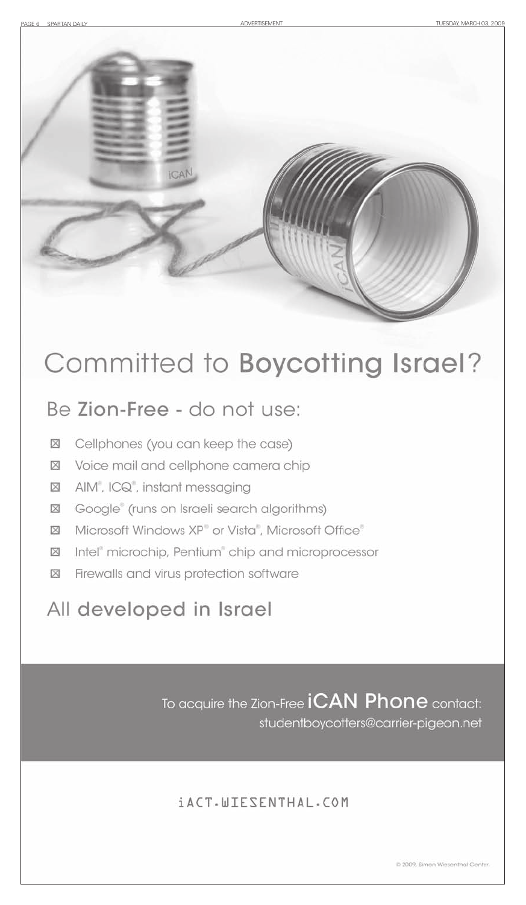# Committed to Boycotting Israel?

## Be Zion-Free - do not use:

- ☒ Cellphones (you can keep the case)
- ☒ Voice mail and cellphone camera chip
- ☒ AIM®, ICQ®, instant messaging
- ☒ Google® (runs on Israeli search algorithms)
- ☒ Microsoft Windows XP® or Vista®, Microsoft Office®
- ☒ Intel® microchip, Pentium® chip and microprocessor
- ☒ Firewalls and virus protection software

## All developed in Israel

To acquire the Zion-Free **iCAN Phone** contact:
studentboycotters@carrier-pigeon.net

iACT.WIESENTHAL.COM

© 2009, Simon Wiesenthal Center.